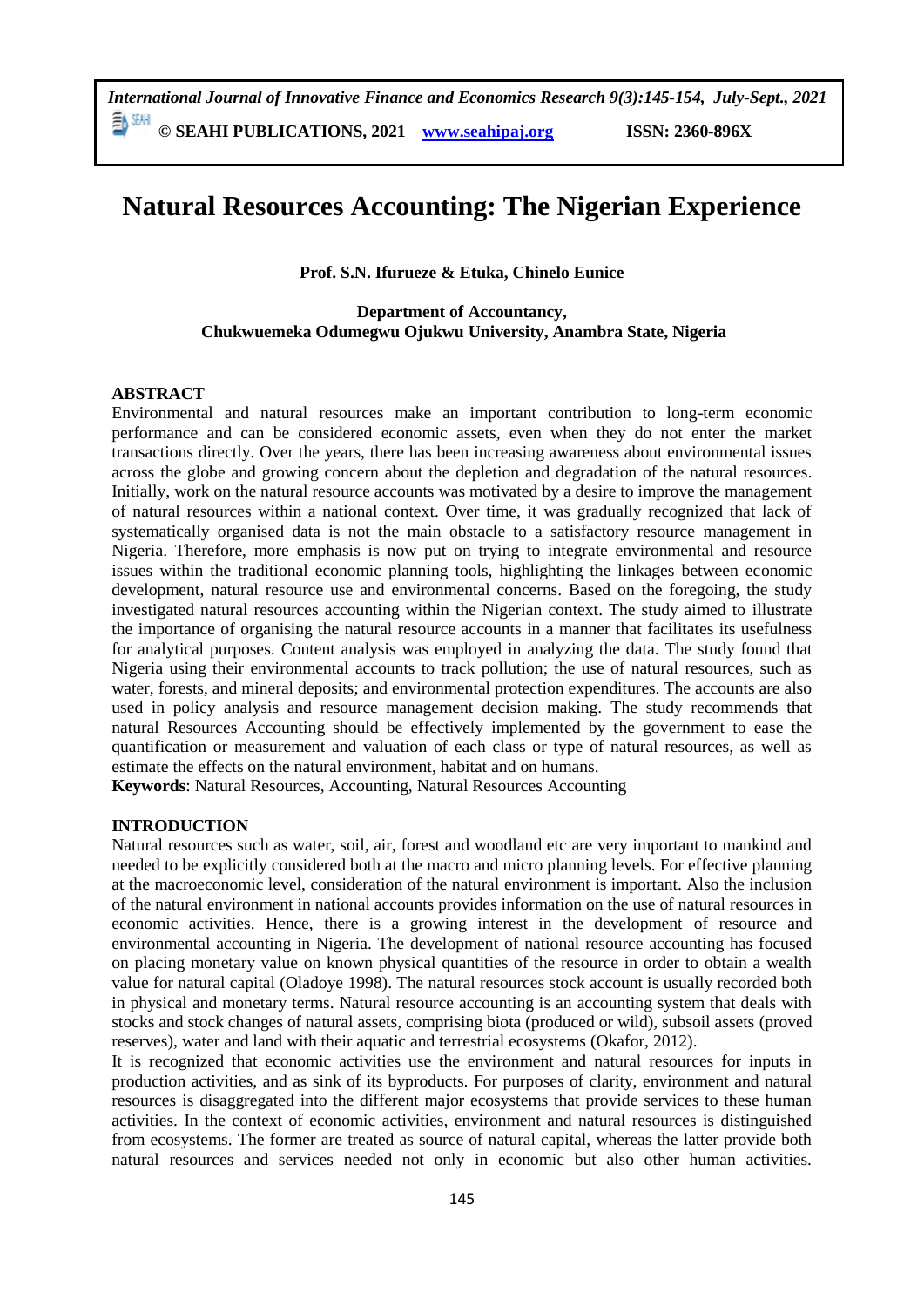# Natural Resources Accounting: The Nigerian Experience

**Prof. S.N. Ifurueze & Etuka, Chinelo Eunice**

**Department of Accountancy,**
**Chukwuemeka Odumegwu Ojukwu University, Anambra State, Nigeria**

## ABSTRACT

Environmental and natural resources make an important contribution to long-term economic performance and can be considered economic assets, even when they do not enter the market transactions directly. Over the years, there has been increasing awareness about environmental issues across the globe and growing concern about the depletion and degradation of the natural resources. Initially, work on the natural resource accounts was motivated by a desire to improve the management of natural resources within a national context. Over time, it was gradually recognized that lack of systematically organised data is not the main obstacle to a satisfactory resource management in Nigeria. Therefore, more emphasis is now put on trying to integrate environmental and resource issues within the traditional economic planning tools, highlighting the linkages between economic development, natural resource use and environmental concerns. Based on the foregoing, the study investigated natural resources accounting within the Nigerian context. The study aimed to illustrate the importance of organising the natural resource accounts in a manner that facilitates its usefulness for analytical purposes. Content analysis was employed in analyzing the data. The study found that Nigeria using their environmental accounts to track pollution; the use of natural resources, such as water, forests, and mineral deposits; and environmental protection expenditures. The accounts are also used in policy analysis and resource management decision making. The study recommends that natural Resources Accounting should be effectively implemented by the government to ease the quantification or measurement and valuation of each class or type of natural resources, as well as estimate the effects on the natural environment, habitat and on humans.

**Keywords**: Natural Resources, Accounting, Natural Resources Accounting

## INTRODUCTION

Natural resources such as water, soil, air, forest and woodland etc are very important to mankind and needed to be explicitly considered both at the macro and micro planning levels. For effective planning at the macroeconomic level, consideration of the natural environment is important. Also the inclusion of the natural environment in national accounts provides information on the use of natural resources in economic activities. Hence, there is a growing interest in the development of resource and environmental accounting in Nigeria. The development of national resource accounting has focused on placing monetary value on known physical quantities of the resource in order to obtain a wealth value for natural capital (Oladoye 1998). The natural resources stock account is usually recorded both in physical and monetary terms. Natural resource accounting is an accounting system that deals with stocks and stock changes of natural assets, comprising biota (produced or wild), subsoil assets (proved reserves), water and land with their aquatic and terrestrial ecosystems (Okafor, 2012).

It is recognized that economic activities use the environment and natural resources for inputs in production activities, and as sink of its byproducts. For purposes of clarity, environment and natural resources is disaggregated into the different major ecosystems that provide services to these human activities. In the context of economic activities, environment and natural resources is distinguished from ecosystems. The former are treated as source of natural capital, whereas the latter provide both natural resources and services needed not only in economic but also other human activities.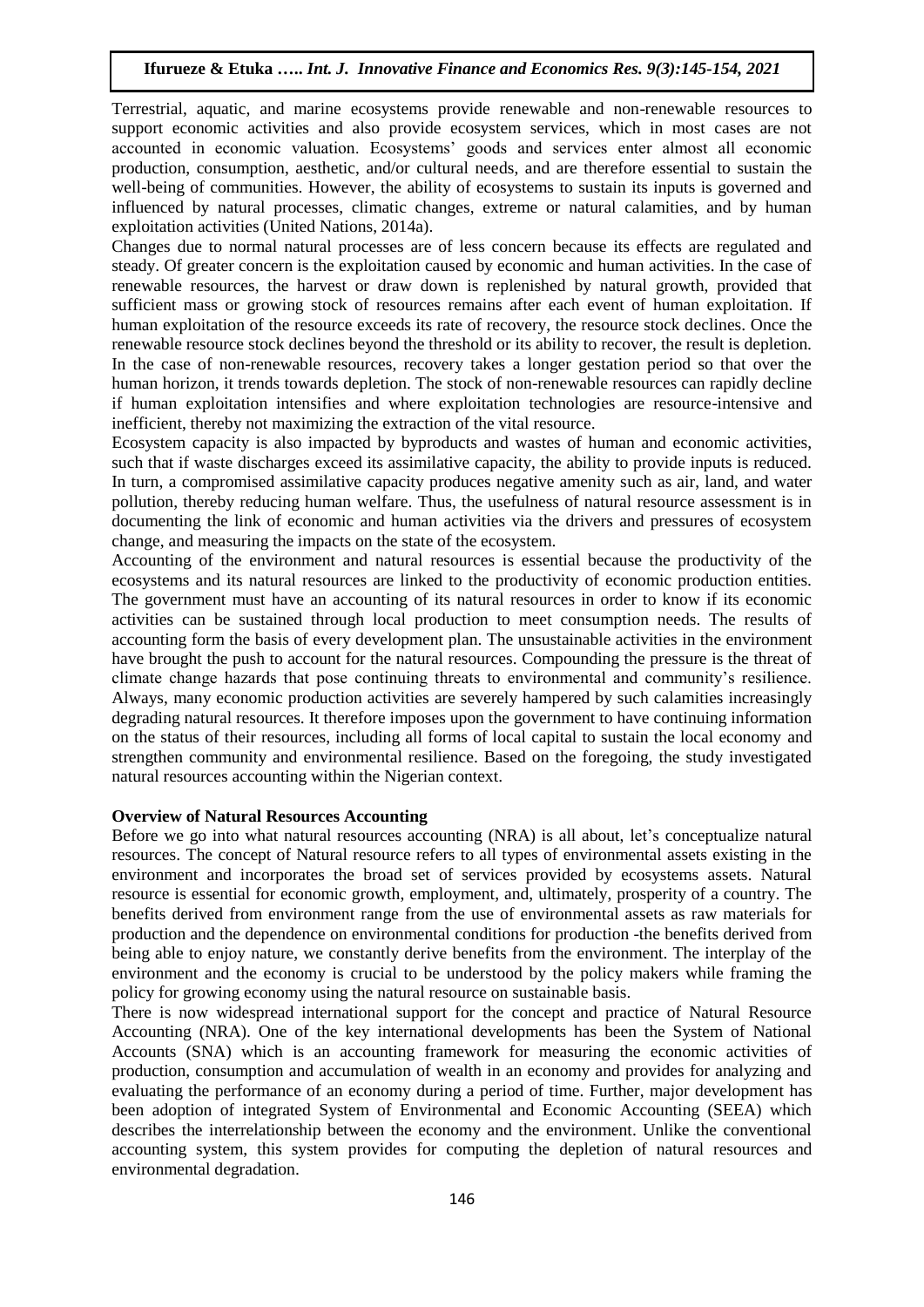Terrestrial, aquatic, and marine ecosystems provide renewable and non-renewable resources to support economic activities and also provide ecosystem services, which in most cases are not accounted in economic valuation. Ecosystems' goods and services enter almost all economic production, consumption, aesthetic, and/or cultural needs, and are therefore essential to sustain the well-being of communities. However, the ability of ecosystems to sustain its inputs is governed and influenced by natural processes, climatic changes, extreme or natural calamities, and by human exploitation activities (United Nations, 2014a).

Changes due to normal natural processes are of less concern because its effects are regulated and steady. Of greater concern is the exploitation caused by economic and human activities. In the case of renewable resources, the harvest or draw down is replenished by natural growth, provided that sufficient mass or growing stock of resources remains after each event of human exploitation. If human exploitation of the resource exceeds its rate of recovery, the resource stock declines. Once the renewable resource stock declines beyond the threshold or its ability to recover, the result is depletion. In the case of non-renewable resources, recovery takes a longer gestation period so that over the human horizon, it trends towards depletion. The stock of non-renewable resources can rapidly decline if human exploitation intensifies and where exploitation technologies are resource-intensive and inefficient, thereby not maximizing the extraction of the vital resource.

Ecosystem capacity is also impacted by byproducts and wastes of human and economic activities, such that if waste discharges exceed its assimilative capacity, the ability to provide inputs is reduced. In turn, a compromised assimilative capacity produces negative amenity such as air, land, and water pollution, thereby reducing human welfare. Thus, the usefulness of natural resource assessment is in documenting the link of economic and human activities via the drivers and pressures of ecosystem change, and measuring the impacts on the state of the ecosystem.

Accounting of the environment and natural resources is essential because the productivity of the ecosystems and its natural resources are linked to the productivity of economic production entities. The government must have an accounting of its natural resources in order to know if its economic activities can be sustained through local production to meet consumption needs. The results of accounting form the basis of every development plan. The unsustainable activities in the environment have brought the push to account for the natural resources. Compounding the pressure is the threat of climate change hazards that pose continuing threats to environmental and community's resilience. Always, many economic production activities are severely hampered by such calamities increasingly degrading natural resources. It therefore imposes upon the government to have continuing information on the status of their resources, including all forms of local capital to sustain the local economy and strengthen community and environmental resilience. Based on the foregoing, the study investigated natural resources accounting within the Nigerian context.

## Overview of Natural Resources Accounting

Before we go into what natural resources accounting (NRA) is all about, let's conceptualize natural resources. The concept of Natural resource refers to all types of environmental assets existing in the environment and incorporates the broad set of services provided by ecosystems assets. Natural resource is essential for economic growth, employment, and, ultimately, prosperity of a country. The benefits derived from environment range from the use of environmental assets as raw materials for production and the dependence on environmental conditions for production -the benefits derived from being able to enjoy nature, we constantly derive benefits from the environment. The interplay of the environment and the economy is crucial to be understood by the policy makers while framing the policy for growing economy using the natural resource on sustainable basis.

There is now widespread international support for the concept and practice of Natural Resource Accounting (NRA). One of the key international developments has been the System of National Accounts (SNA) which is an accounting framework for measuring the economic activities of production, consumption and accumulation of wealth in an economy and provides for analyzing and evaluating the performance of an economy during a period of time. Further, major development has been adoption of integrated System of Environmental and Economic Accounting (SEEA) which describes the interrelationship between the economy and the environment. Unlike the conventional accounting system, this system provides for computing the depletion of natural resources and environmental degradation.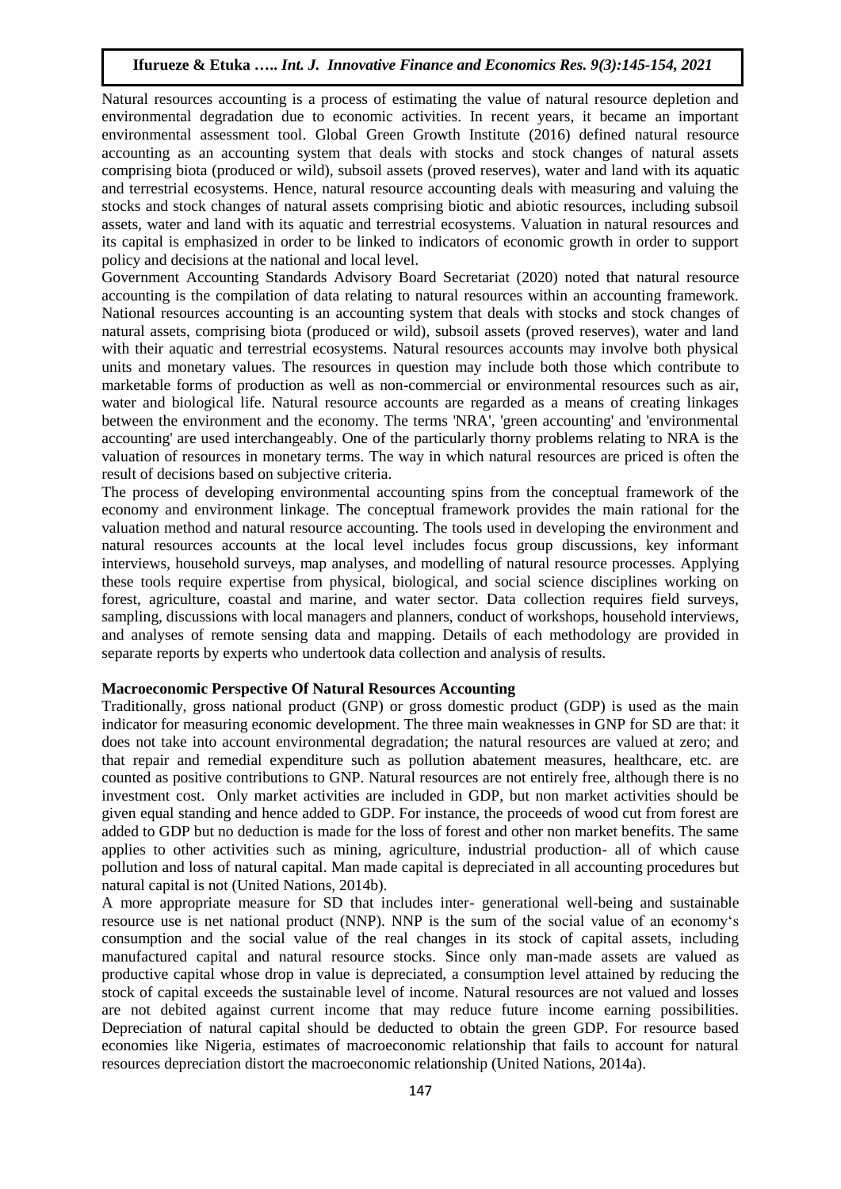Natural resources accounting is a process of estimating the value of natural resource depletion and environmental degradation due to economic activities. In recent years, it became an important environmental assessment tool. Global Green Growth Institute (2016) defined natural resource accounting as an accounting system that deals with stocks and stock changes of natural assets comprising biota (produced or wild), subsoil assets (proved reserves), water and land with its aquatic and terrestrial ecosystems. Hence, natural resource accounting deals with measuring and valuing the stocks and stock changes of natural assets comprising biotic and abiotic resources, including subsoil assets, water and land with its aquatic and terrestrial ecosystems. Valuation in natural resources and its capital is emphasized in order to be linked to indicators of economic growth in order to support policy and decisions at the national and local level.

Government Accounting Standards Advisory Board Secretariat (2020) noted that natural resource accounting is the compilation of data relating to natural resources within an accounting framework. National resources accounting is an accounting system that deals with stocks and stock changes of natural assets, comprising biota (produced or wild), subsoil assets (proved reserves), water and land with their aquatic and terrestrial ecosystems. Natural resources accounts may involve both physical units and monetary values. The resources in question may include both those which contribute to marketable forms of production as well as non-commercial or environmental resources such as air, water and biological life. Natural resource accounts are regarded as a means of creating linkages between the environment and the economy. The terms 'NRA', 'green accounting' and 'environmental accounting' are used interchangeably. One of the particularly thorny problems relating to NRA is the valuation of resources in monetary terms. The way in which natural resources are priced is often the result of decisions based on subjective criteria.

The process of developing environmental accounting spins from the conceptual framework of the economy and environment linkage. The conceptual framework provides the main rational for the valuation method and natural resource accounting. The tools used in developing the environment and natural resources accounts at the local level includes focus group discussions, key informant interviews, household surveys, map analyses, and modelling of natural resource processes. Applying these tools require expertise from physical, biological, and social science disciplines working on forest, agriculture, coastal and marine, and water sector. Data collection requires field surveys, sampling, discussions with local managers and planners, conduct of workshops, household interviews, and analyses of remote sensing data and mapping. Details of each methodology are provided in separate reports by experts who undertook data collection and analysis of results.

**Macroeconomic Perspective Of Natural Resources Accounting**

Traditionally, gross national product (GNP) or gross domestic product (GDP) is used as the main indicator for measuring economic development. The three main weaknesses in GNP for SD are that: it does not take into account environmental degradation; the natural resources are valued at zero; and that repair and remedial expenditure such as pollution abatement measures, healthcare, etc. are counted as positive contributions to GNP. Natural resources are not entirely free, although there is no investment cost. Only market activities are included in GDP, but non market activities should be given equal standing and hence added to GDP. For instance, the proceeds of wood cut from forest are added to GDP but no deduction is made for the loss of forest and other non market benefits. The same applies to other activities such as mining, agriculture, industrial production- all of which cause pollution and loss of natural capital. Man made capital is depreciated in all accounting procedures but natural capital is not (United Nations, 2014b).

A more appropriate measure for SD that includes inter- generational well-being and sustainable resource use is net national product (NNP). NNP is the sum of the social value of an economy's consumption and the social value of the real changes in its stock of capital assets, including manufactured capital and natural resource stocks. Since only man-made assets are valued as productive capital whose drop in value is depreciated, a consumption level attained by reducing the stock of capital exceeds the sustainable level of income. Natural resources are not valued and losses are not debited against current income that may reduce future income earning possibilities. Depreciation of natural capital should be deducted to obtain the green GDP. For resource based economies like Nigeria, estimates of macroeconomic relationship that fails to account for natural resources depreciation distort the macroeconomic relationship (United Nations, 2014a).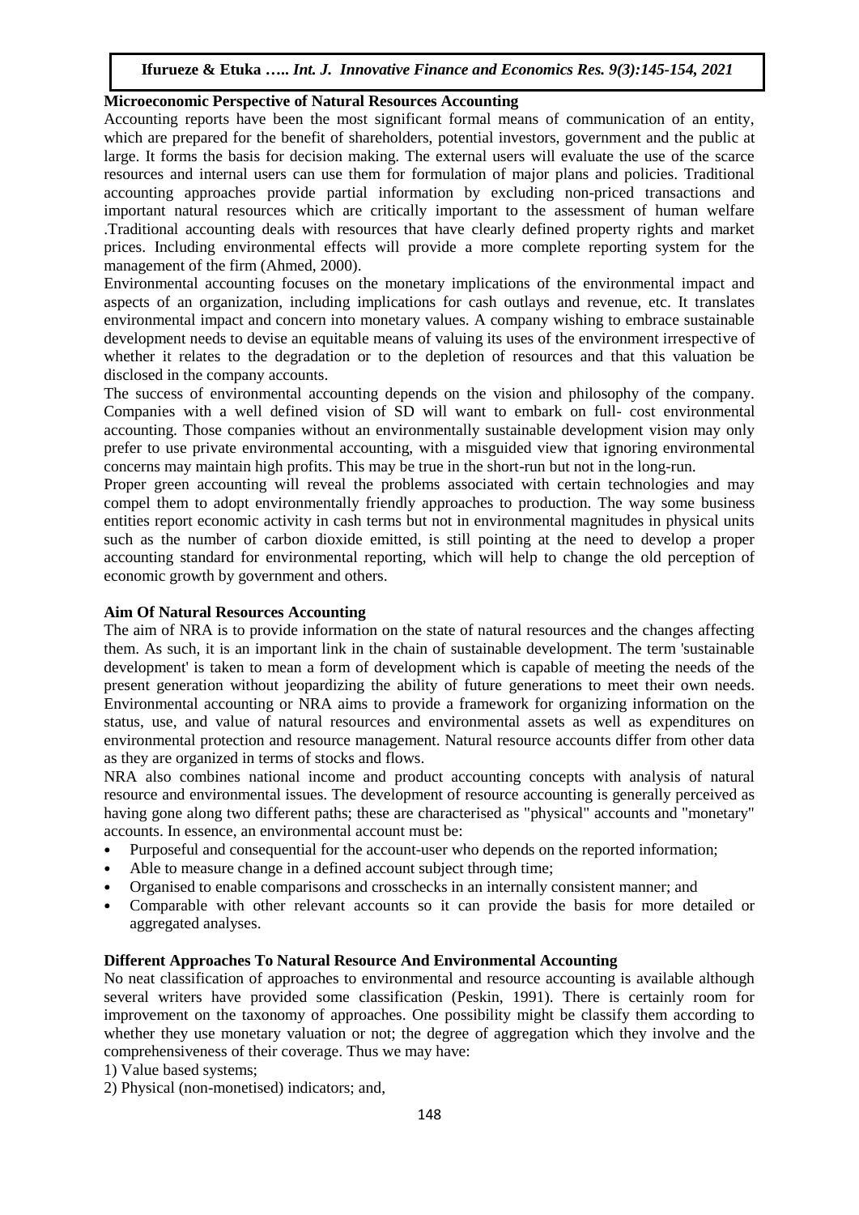**Microeconomic Perspective of Natural Resources Accounting**

Accounting reports have been the most significant formal means of communication of an entity, which are prepared for the benefit of shareholders, potential investors, government and the public at large. It forms the basis for decision making. The external users will evaluate the use of the scarce resources and internal users can use them for formulation of major plans and policies. Traditional accounting approaches provide partial information by excluding non-priced transactions and important natural resources which are critically important to the assessment of human welfare .Traditional accounting deals with resources that have clearly defined property rights and market prices. Including environmental effects will provide a more complete reporting system for the management of the firm (Ahmed, 2000).

Environmental accounting focuses on the monetary implications of the environmental impact and aspects of an organization, including implications for cash outlays and revenue, etc. It translates environmental impact and concern into monetary values. A company wishing to embrace sustainable development needs to devise an equitable means of valuing its uses of the environment irrespective of whether it relates to the degradation or to the depletion of resources and that this valuation be disclosed in the company accounts.

The success of environmental accounting depends on the vision and philosophy of the company. Companies with a well defined vision of SD will want to embark on full- cost environmental accounting. Those companies without an environmentally sustainable development vision may only prefer to use private environmental accounting, with a misguided view that ignoring environmental concerns may maintain high profits. This may be true in the short-run but not in the long-run.

Proper green accounting will reveal the problems associated with certain technologies and may compel them to adopt environmentally friendly approaches to production. The way some business entities report economic activity in cash terms but not in environmental magnitudes in physical units such as the number of carbon dioxide emitted, is still pointing at the need to develop a proper accounting standard for environmental reporting, which will help to change the old perception of economic growth by government and others.

**Aim Of Natural Resources Accounting**

The aim of NRA is to provide information on the state of natural resources and the changes affecting them. As such, it is an important link in the chain of sustainable development. The term 'sustainable development' is taken to mean a form of development which is capable of meeting the needs of the present generation without jeopardizing the ability of future generations to meet their own needs. Environmental accounting or NRA aims to provide a framework for organizing information on the status, use, and value of natural resources and environmental assets as well as expenditures on environmental protection and resource management. Natural resource accounts differ from other data as they are organized in terms of stocks and flows.

NRA also combines national income and product accounting concepts with analysis of natural resource and environmental issues. The development of resource accounting is generally perceived as having gone along two different paths; these are characterised as "physical" accounts and "monetary" accounts. In essence, an environmental account must be:

- Purposeful and consequential for the account-user who depends on the reported information;
- Able to measure change in a defined account subject through time;
- Organised to enable comparisons and crosschecks in an internally consistent manner; and
- Comparable with other relevant accounts so it can provide the basis for more detailed or aggregated analyses.

**Different Approaches To Natural Resource And Environmental Accounting**

No neat classification of approaches to environmental and resource accounting is available although several writers have provided some classification (Peskin, 1991). There is certainly room for improvement on the taxonomy of approaches. One possibility might be classify them according to whether they use monetary valuation or not; the degree of aggregation which they involve and the comprehensiveness of their coverage. Thus we may have:

1) Value based systems;
2) Physical (non-monetised) indicators; and,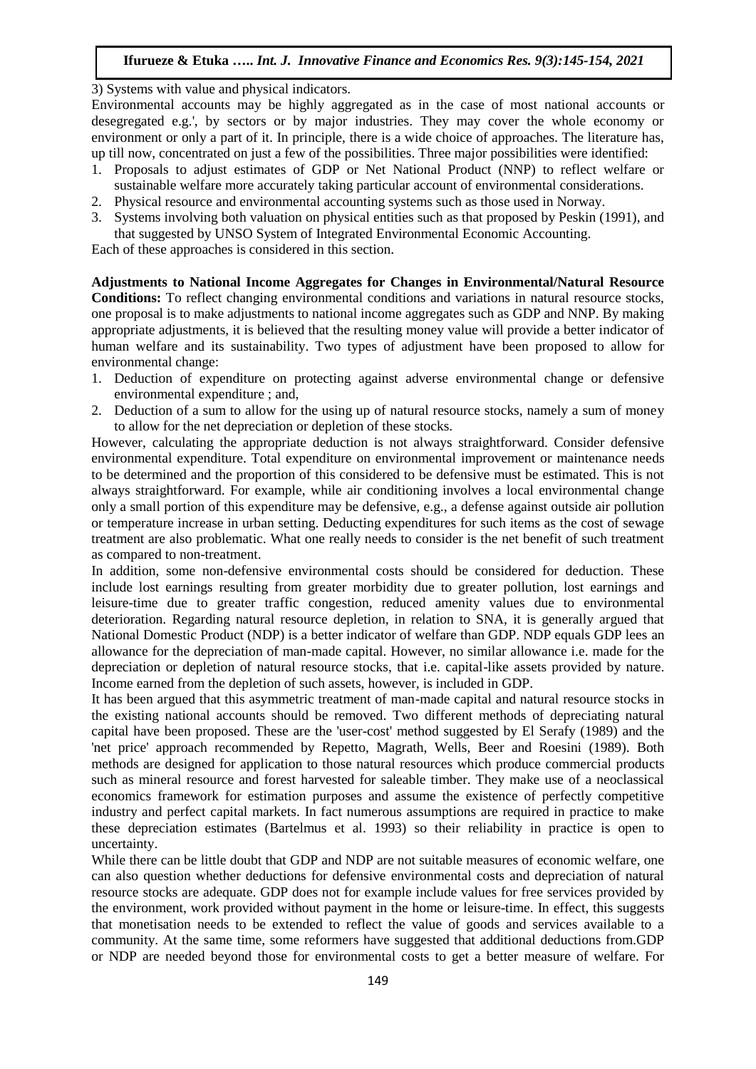3) Systems with value and physical indicators.

Environmental accounts may be highly aggregated as in the case of most national accounts or desegregated e.g.', by sectors or by major industries. They may cover the whole economy or environment or only a part of it. In principle, there is a wide choice of approaches. The literature has, up till now, concentrated on just a few of the possibilities. Three major possibilities were identified:

1. Proposals to adjust estimates of GDP or Net National Product (NNP) to reflect welfare or sustainable welfare more accurately taking particular account of environmental considerations.
2. Physical resource and environmental accounting systems such as those used in Norway.
3. Systems involving both valuation on physical entities such as that proposed by Peskin (1991), and that suggested by UNSO System of Integrated Environmental Economic Accounting.

Each of these approaches is considered in this section.

**Adjustments to National Income Aggregates for Changes in Environmental/Natural Resource Conditions:** To reflect changing environmental conditions and variations in natural resource stocks, one proposal is to make adjustments to national income aggregates such as GDP and NNP. By making appropriate adjustments, it is believed that the resulting money value will provide a better indicator of human welfare and its sustainability. Two types of adjustment have been proposed to allow for environmental change:

1. Deduction of expenditure on protecting against adverse environmental change or defensive environmental expenditure ; and,
2. Deduction of a sum to allow for the using up of natural resource stocks, namely a sum of money to allow for the net depreciation or depletion of these stocks.

However, calculating the appropriate deduction is not always straightforward. Consider defensive environmental expenditure. Total expenditure on environmental improvement or maintenance needs to be determined and the proportion of this considered to be defensive must be estimated. This is not always straightforward. For example, while air conditioning involves a local environmental change only a small portion of this expenditure may be defensive, e.g., a defense against outside air pollution or temperature increase in urban setting. Deducting expenditures for such items as the cost of sewage treatment are also problematic. What one really needs to consider is the net benefit of such treatment as compared to non-treatment.

In addition, some non-defensive environmental costs should be considered for deduction. These include lost earnings resulting from greater morbidity due to greater pollution, lost earnings and leisure-time due to greater traffic congestion, reduced amenity values due to environmental deterioration. Regarding natural resource depletion, in relation to SNA, it is generally argued that National Domestic Product (NDP) is a better indicator of welfare than GDP. NDP equals GDP lees an allowance for the depreciation of man-made capital. However, no similar allowance i.e. made for the depreciation or depletion of natural resource stocks, that i.e. capital-like assets provided by nature. Income earned from the depletion of such assets, however, is included in GDP.

It has been argued that this asymmetric treatment of man-made capital and natural resource stocks in the existing national accounts should be removed. Two different methods of depreciating natural capital have been proposed. These are the 'user-cost' method suggested by El Serafy (1989) and the 'net price' approach recommended by Repetto, Magrath, Wells, Beer and Roesini (1989). Both methods are designed for application to those natural resources which produce commercial products such as mineral resource and forest harvested for saleable timber. They make use of a neoclassical economics framework for estimation purposes and assume the existence of perfectly competitive industry and perfect capital markets. In fact numerous assumptions are required in practice to make these depreciation estimates (Bartelmus et al. 1993) so their reliability in practice is open to uncertainty.

While there can be little doubt that GDP and NDP are not suitable measures of economic welfare, one can also question whether deductions for defensive environmental costs and depreciation of natural resource stocks are adequate. GDP does not for example include values for free services provided by the environment, work provided without payment in the home or leisure-time. In effect, this suggests that monetisation needs to be extended to reflect the value of goods and services available to a community. At the same time, some reformers have suggested that additional deductions from.GDP or NDP are needed beyond those for environmental costs to get a better measure of welfare. For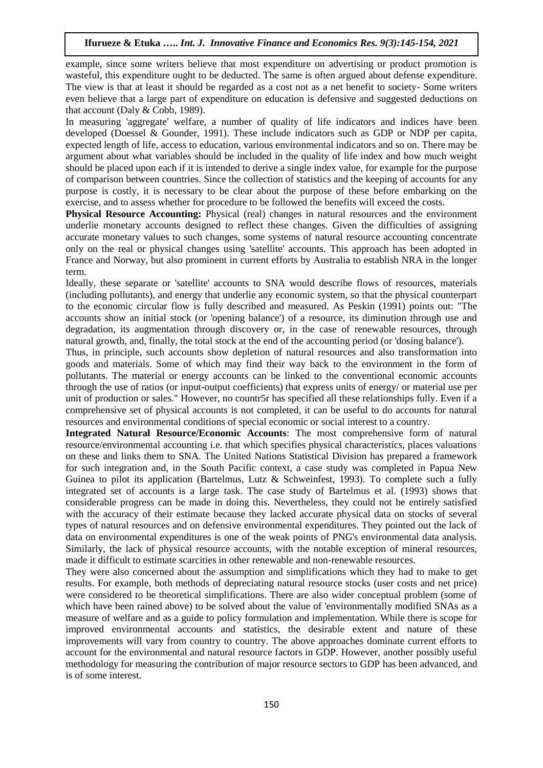example, since some writers believe that most expenditure on advertising or product promotion is wasteful, this expenditure ought to be deducted. The same is often argued about defense expenditure. The view is that at least it should be regarded as a cost not as a net benefit to society- Some writers even believe that a large part of expenditure on education is defensive and suggested deductions on that account (Daly & Cobb, 1989).

In measuring 'aggregate' welfare, a number of quality of life indicators and indices have been developed (Doessel & Gounder, 1991). These include indicators such as GDP or NDP per capita, expected length of life, access to education, various environmental indicators and so on. There may be argument about what variables should be included in the quality of life index and how much weight should be placed upon each if it is intended to derive a single index value, for example for the purpose of comparison between countries. Since the collection of statistics and the keeping of accounts for any purpose is costly, it is necessary to be clear about the purpose of these before embarking on the exercise, and to assess whether for procedure to be followed the benefits will exceed the costs.

**Physical Resource Accounting:** Physical (real) changes in natural resources and the environment underlie monetary accounts designed to reflect these changes. Given the difficulties of assigning accurate monetary values to such changes, some systems of natural resource accounting concentrate only on the real or physical changes using 'satellite' accounts. This approach has been adopted in France and Norway, but also prominent in current efforts by Australia to establish NRA in the longer term.

Ideally, these separate or 'satellite' accounts to SNA would describe flows of resources, materials (including pollutants), and energy that underlie any economic system, so that the physical counterpart to the economic circular flow is fully described and measured. As Peskin (1991) points out: "The accounts show an initial stock (or 'opening balance') of a resource, its diminution through use and degradation, its augmentation through discovery or, in the case of renewable resources, through natural growth, and, finally, the total stock at the end of the accounting period (or 'dosing balance').

Thus, in principle, such accounts show depletion of natural resources and also transformation into goods and materials. Some of which may find their way back to the environment in the form of pollutants. The material or energy accounts can be linked to the conventional economic accounts through the use of ratios (or input-output coefficients) that express units of energy/ or material use per unit of production or sales." However, no countr5r has specified all these relationships fully. Even if a comprehensive set of physical accounts is not completed, it can be useful to do accounts for natural resources and environmental conditions of special economic or social interest to a country.

**Integrated Natural Resource/Economic Accounts**: The most comprehensive form of natural resource/environmental accounting i.e. that which specifies physical characteristics, places valuations on these and links them to SNA. The United Nations Statistical Division has prepared a framework for such integration and, in the South Pacific context, a case study was completed in Papua New Guinea to pilot its application (Bartelmus, Lutz & Schweinfest, 1993). To complete such a fully integrated set of accounts is a large task. The case study of Bartelmus et al. (1993) shows that considerable progress can be made in doing this. Nevertheless, they could not be entirely satisfied with the accuracy of their estimate because they lacked accurate physical data on stocks of several types of natural resources and on defensive environmental expenditures. They pointed out the lack of data on environmental expenditures is one of the weak points of PNG's environmental data analysis. Similarly, the lack of physical resource accounts, with the notable exception of mineral resources, made it difficult to estimate scarcities in other renewable and non-renewable resources.

They were also concerned about the assumption and simplifications which they had to make to get results. For example, both methods of depreciating natural resource stocks (user costs and net price) were considered to be theoretical simplifications. There are also wider conceptual problem (some of which have been rained above) to be solved about the value of 'environmentally modified SNAs as a measure of welfare and as a guide to policy formulation and implementation. While there is scope for improved environmental accounts and statistics, the desirable extent and nature of these improvements will vary from country to country. The above approaches dominate current efforts to account for the environmental and natural resource factors in GDP. However, another possibly useful methodology for measuring the contribution of major resource sectors to GDP has been advanced, and is of some interest.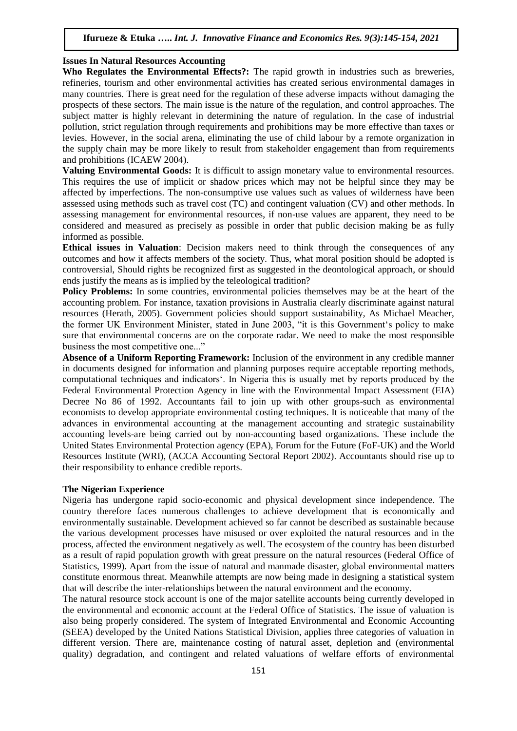### Issues In Natural Resources Accounting

**Who Regulates the Environmental Effects?:** The rapid growth in industries such as breweries, refineries, tourism and other environmental activities has created serious environmental damages in many countries. There is great need for the regulation of these adverse impacts without damaging the prospects of these sectors. The main issue is the nature of the regulation, and control approaches. The subject matter is highly relevant in determining the nature of regulation. In the case of industrial pollution, strict regulation through requirements and prohibitions may be more effective than taxes or levies. However, in the social arena, eliminating the use of child labour by a remote organization in the supply chain may be more likely to result from stakeholder engagement than from requirements and prohibitions (ICAEW 2004).

**Valuing Environmental Goods:** It is difficult to assign monetary value to environmental resources. This requires the use of implicit or shadow prices which may not be helpful since they may be affected by imperfections. The non-consumptive use values such as values of wilderness have been assessed using methods such as travel cost (TC) and contingent valuation (CV) and other methods. In assessing management for environmental resources, if non-use values are apparent, they need to be considered and measured as precisely as possible in order that public decision making be as fully informed as possible.

**Ethical issues in Valuation**: Decision makers need to think through the consequences of any outcomes and how it affects members of the society. Thus, what moral position should be adopted is controversial, Should rights be recognized first as suggested in the deontological approach, or should ends justify the means as is implied by the teleological tradition?

**Policy Problems:** In some countries, environmental policies themselves may be at the heart of the accounting problem. For instance, taxation provisions in Australia clearly discriminate against natural resources (Herath, 2005). Government policies should support sustainability, As Michael Meacher, the former UK Environment Minister, stated in June 2003, "it is this Government's policy to make sure that environmental concerns are on the corporate radar. We need to make the most responsible business the most competitive one..."

**Absence of a Uniform Reporting Framework:** Inclusion of the environment in any credible manner in documents designed for information and planning purposes require acceptable reporting methods, computational techniques and indicators'. In Nigeria this is usually met by reports produced by the Federal Environmental Protection Agency in line with the Environmental Impact Assessment (EIA) Decree No 86 of 1992. Accountants fail to join up with other groups-such as environmental economists to develop appropriate environmental costing techniques. It is noticeable that many of the advances in environmental accounting at the management accounting and strategic sustainability accounting levels-are being carried out by non-accounting based organizations. These include the United States Environmental Protection agency (EPA), Forum for the Future (FoF-UK) and the World Resources Institute (WRI), (ACCA Accounting Sectoral Report 2002). Accountants should rise up to their responsibility to enhance credible reports.

### The Nigerian Experience

Nigeria has undergone rapid socio-economic and physical development since independence. The country therefore faces numerous challenges to achieve development that is economically and environmentally sustainable. Development achieved so far cannot be described as sustainable because the various development processes have misused or over exploited the natural resources and in the process, affected the environment negatively as well. The ecosystem of the country has been disturbed as a result of rapid population growth with great pressure on the natural resources (Federal Office of Statistics, 1999). Apart from the issue of natural and manmade disaster, global environmental matters constitute enormous threat. Meanwhile attempts are now being made in designing a statistical system that will describe the inter-relationships between the natural environment and the economy.

The natural resource stock account is one of the major satellite accounts being currently developed in the environmental and economic account at the Federal Office of Statistics. The issue of valuation is also being properly considered. The system of Integrated Environmental and Economic Accounting (SEEA) developed by the United Nations Statistical Division, applies three categories of valuation in different version. There are, maintenance costing of natural asset, depletion and (environmental quality) degradation, and contingent and related valuations of welfare efforts of environmental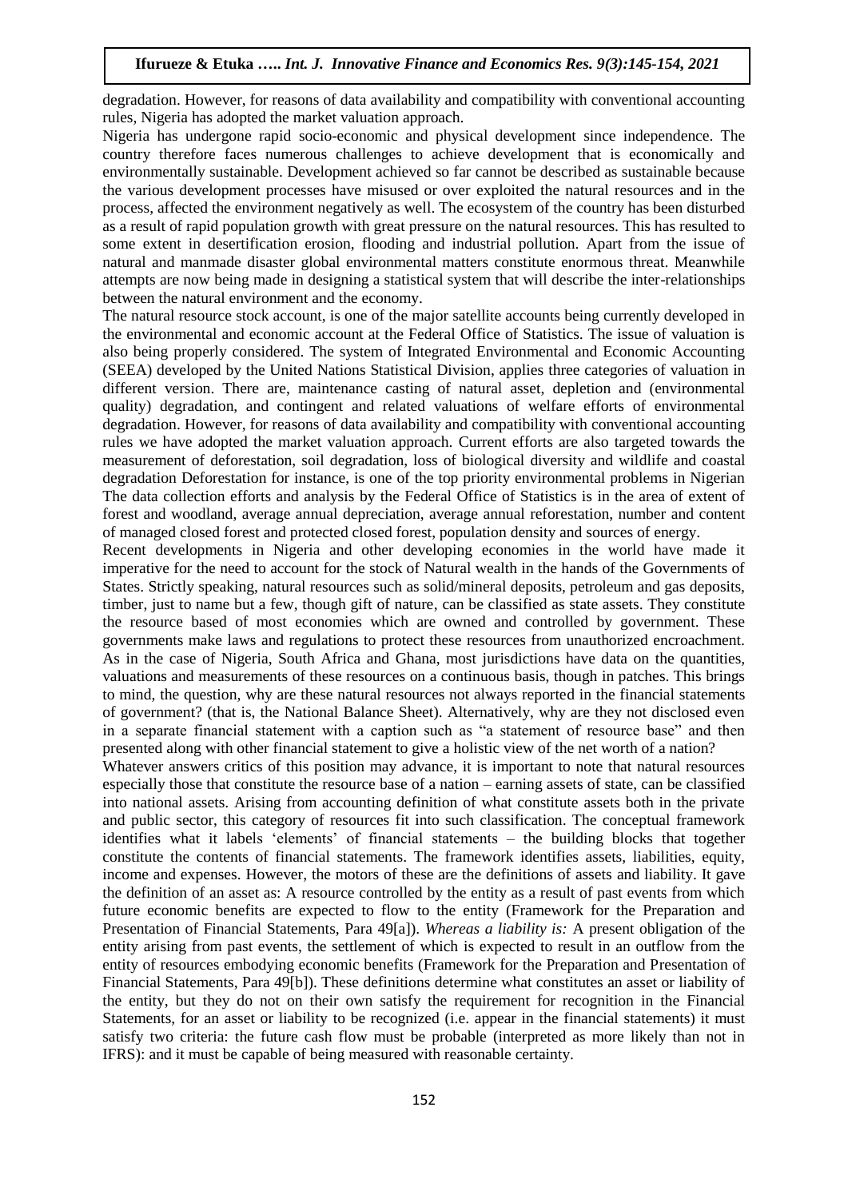degradation. However, for reasons of data availability and compatibility with conventional accounting rules, Nigeria has adopted the market valuation approach.

Nigeria has undergone rapid socio-economic and physical development since independence. The country therefore faces numerous challenges to achieve development that is economically and environmentally sustainable. Development achieved so far cannot be described as sustainable because the various development processes have misused or over exploited the natural resources and in the process, affected the environment negatively as well. The ecosystem of the country has been disturbed as a result of rapid population growth with great pressure on the natural resources. This has resulted to some extent in desertification erosion, flooding and industrial pollution. Apart from the issue of natural and manmade disaster global environmental matters constitute enormous threat. Meanwhile attempts are now being made in designing a statistical system that will describe the inter-relationships between the natural environment and the economy.

The natural resource stock account, is one of the major satellite accounts being currently developed in the environmental and economic account at the Federal Office of Statistics. The issue of valuation is also being properly considered. The system of Integrated Environmental and Economic Accounting (SEEA) developed by the United Nations Statistical Division, applies three categories of valuation in different version. There are, maintenance casting of natural asset, depletion and (environmental quality) degradation, and contingent and related valuations of welfare efforts of environmental degradation. However, for reasons of data availability and compatibility with conventional accounting rules we have adopted the market valuation approach. Current efforts are also targeted towards the measurement of deforestation, soil degradation, loss of biological diversity and wildlife and coastal degradation Deforestation for instance, is one of the top priority environmental problems in Nigerian The data collection efforts and analysis by the Federal Office of Statistics is in the area of extent of forest and woodland, average annual depreciation, average annual reforestation, number and content of managed closed forest and protected closed forest, population density and sources of energy.

Recent developments in Nigeria and other developing economies in the world have made it imperative for the need to account for the stock of Natural wealth in the hands of the Governments of States. Strictly speaking, natural resources such as solid/mineral deposits, petroleum and gas deposits, timber, just to name but a few, though gift of nature, can be classified as state assets. They constitute the resource based of most economies which are owned and controlled by government. These governments make laws and regulations to protect these resources from unauthorized encroachment. As in the case of Nigeria, South Africa and Ghana, most jurisdictions have data on the quantities, valuations and measurements of these resources on a continuous basis, though in patches. This brings to mind, the question, why are these natural resources not always reported in the financial statements of government? (that is, the National Balance Sheet). Alternatively, why are they not disclosed even in a separate financial statement with a caption such as "a statement of resource base" and then presented along with other financial statement to give a holistic view of the net worth of a nation?

Whatever answers critics of this position may advance, it is important to note that natural resources especially those that constitute the resource base of a nation – earning assets of state, can be classified into national assets. Arising from accounting definition of what constitute assets both in the private and public sector, this category of resources fit into such classification. The conceptual framework identifies what it labels 'elements' of financial statements – the building blocks that together constitute the contents of financial statements. The framework identifies assets, liabilities, equity, income and expenses. However, the motors of these are the definitions of assets and liability. It gave the definition of an asset as: A resource controlled by the entity as a result of past events from which future economic benefits are expected to flow to the entity (Framework for the Preparation and Presentation of Financial Statements, Para 49[a]). *Whereas a liability is:* A present obligation of the entity arising from past events, the settlement of which is expected to result in an outflow from the entity of resources embodying economic benefits (Framework for the Preparation and Presentation of Financial Statements, Para 49[b]). These definitions determine what constitutes an asset or liability of the entity, but they do not on their own satisfy the requirement for recognition in the Financial Statements, for an asset or liability to be recognized (i.e. appear in the financial statements) it must satisfy two criteria: the future cash flow must be probable (interpreted as more likely than not in IFRS): and it must be capable of being measured with reasonable certainty.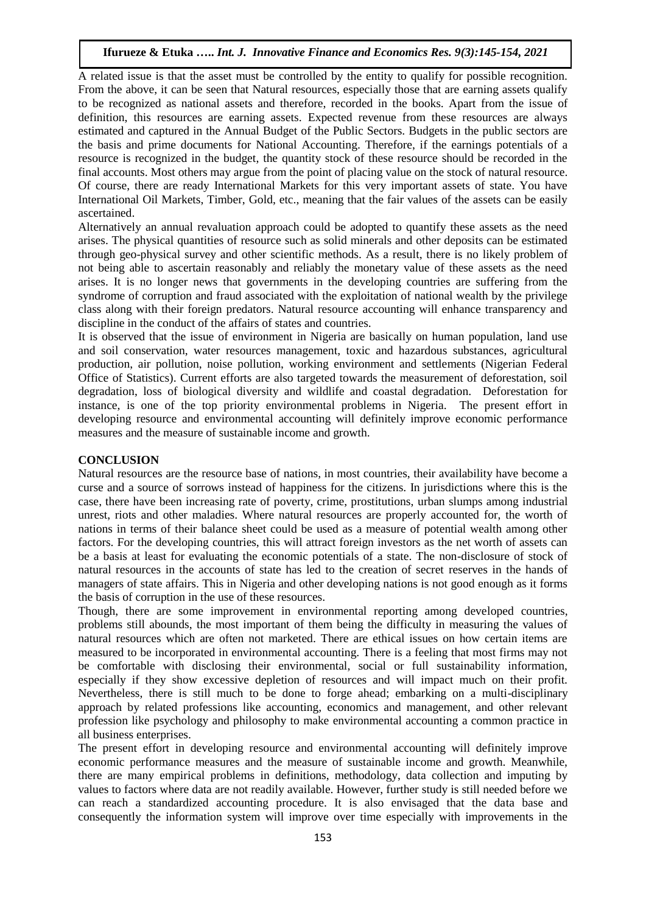A related issue is that the asset must be controlled by the entity to qualify for possible recognition. From the above, it can be seen that Natural resources, especially those that are earning assets qualify to be recognized as national assets and therefore, recorded in the books. Apart from the issue of definition, this resources are earning assets. Expected revenue from these resources are always estimated and captured in the Annual Budget of the Public Sectors. Budgets in the public sectors are the basis and prime documents for National Accounting. Therefore, if the earnings potentials of a resource is recognized in the budget, the quantity stock of these resource should be recorded in the final accounts. Most others may argue from the point of placing value on the stock of natural resource. Of course, there are ready International Markets for this very important assets of state. You have International Oil Markets, Timber, Gold, etc., meaning that the fair values of the assets can be easily ascertained.

Alternatively an annual revaluation approach could be adopted to quantify these assets as the need arises. The physical quantities of resource such as solid minerals and other deposits can be estimated through geo-physical survey and other scientific methods. As a result, there is no likely problem of not being able to ascertain reasonably and reliably the monetary value of these assets as the need arises. It is no longer news that governments in the developing countries are suffering from the syndrome of corruption and fraud associated with the exploitation of national wealth by the privilege class along with their foreign predators. Natural resource accounting will enhance transparency and discipline in the conduct of the affairs of states and countries.

It is observed that the issue of environment in Nigeria are basically on human population, land use and soil conservation, water resources management, toxic and hazardous substances, agricultural production, air pollution, noise pollution, working environment and settlements (Nigerian Federal Office of Statistics). Current efforts are also targeted towards the measurement of deforestation, soil degradation, loss of biological diversity and wildlife and coastal degradation. Deforestation for instance, is one of the top priority environmental problems in Nigeria. The present effort in developing resource and environmental accounting will definitely improve economic performance measures and the measure of sustainable income and growth.

## CONCLUSION

Natural resources are the resource base of nations, in most countries, their availability have become a curse and a source of sorrows instead of happiness for the citizens. In jurisdictions where this is the case, there have been increasing rate of poverty, crime, prostitutions, urban slumps among industrial unrest, riots and other maladies. Where natural resources are properly accounted for, the worth of nations in terms of their balance sheet could be used as a measure of potential wealth among other factors. For the developing countries, this will attract foreign investors as the net worth of assets can be a basis at least for evaluating the economic potentials of a state. The non-disclosure of stock of natural resources in the accounts of state has led to the creation of secret reserves in the hands of managers of state affairs. This in Nigeria and other developing nations is not good enough as it forms the basis of corruption in the use of these resources.

Though, there are some improvement in environmental reporting among developed countries, problems still abounds, the most important of them being the difficulty in measuring the values of natural resources which are often not marketed. There are ethical issues on how certain items are measured to be incorporated in environmental accounting. There is a feeling that most firms may not be comfortable with disclosing their environmental, social or full sustainability information, especially if they show excessive depletion of resources and will impact much on their profit. Nevertheless, there is still much to be done to forge ahead; embarking on a multi-disciplinary approach by related professions like accounting, economics and management, and other relevant profession like psychology and philosophy to make environmental accounting a common practice in all business enterprises.

The present effort in developing resource and environmental accounting will definitely improve economic performance measures and the measure of sustainable income and growth. Meanwhile, there are many empirical problems in definitions, methodology, data collection and imputing by values to factors where data are not readily available. However, further study is still needed before we can reach a standardized accounting procedure. It is also envisaged that the data base and consequently the information system will improve over time especially with improvements in the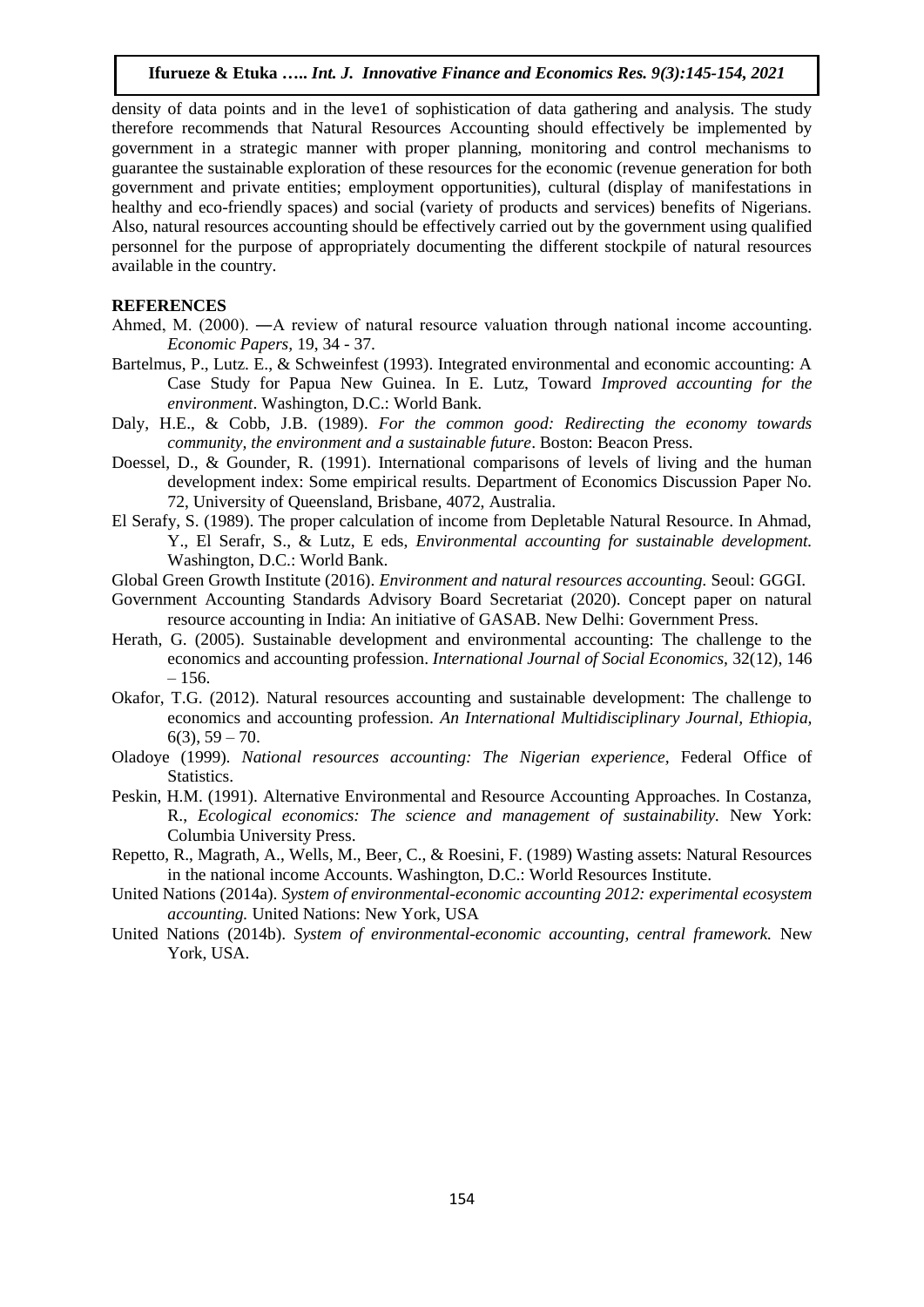density of data points and in the leve1 of sophistication of data gathering and analysis. The study therefore recommends that Natural Resources Accounting should effectively be implemented by government in a strategic manner with proper planning, monitoring and control mechanisms to guarantee the sustainable exploration of these resources for the economic (revenue generation for both government and private entities; employment opportunities), cultural (display of manifestations in healthy and eco-friendly spaces) and social (variety of products and services) benefits of Nigerians. Also, natural resources accounting should be effectively carried out by the government using qualified personnel for the purpose of appropriately documenting the different stockpile of natural resources available in the country.

## REFERENCES

Ahmed, M. (2000). ―A review of natural resource valuation through national income accounting. *Economic Papers,* 19, 34 - 37.

Bartelmus, P., Lutz. E., & Schweinfest (1993). Integrated environmental and economic accounting: A Case Study for Papua New Guinea. In E. Lutz, Toward *Improved accounting for the environment*. Washington, D.C.: World Bank.

Daly, H.E., & Cobb, J.B. (1989). *For the common good: Redirecting the economy towards community, the environment and a sustainable future*. Boston: Beacon Press.

Doessel, D., & Gounder, R. (1991). International comparisons of levels of living and the human development index: Some empirical results. Department of Economics Discussion Paper No. 72, University of Queensland, Brisbane, 4072, Australia.

El Serafy, S. (1989). The proper calculation of income from Depletable Natural Resource. In Ahmad, Y., El Serafr, S., & Lutz, E eds, *Environmental accounting for sustainable development.* Washington, D.C.: World Bank.

Global Green Growth Institute (2016). *Environment and natural resources accounting.* Seoul: GGGI.

Government Accounting Standards Advisory Board Secretariat (2020). Concept paper on natural resource accounting in India: An initiative of GASAB. New Delhi: Government Press.

Herath, G. (2005). Sustainable development and environmental accounting: The challenge to the economics and accounting profession. *International Journal of Social Economics,* 32(12), 146 – 156.

Okafor, T.G. (2012). Natural resources accounting and sustainable development: The challenge to economics and accounting profession. *An International Multidisciplinary Journal, Ethiopia,* 6(3), 59 – 70.

Oladoye (1999). *National resources accounting: The Nigerian experience,* Federal Office of Statistics.

Peskin, H.M. (1991). Alternative Environmental and Resource Accounting Approaches. In Costanza, R., *Ecological economics: The science and management of sustainability.* New York: Columbia University Press.

Repetto, R., Magrath, A., Wells, M., Beer, C., & Roesini, F. (1989) Wasting assets: Natural Resources in the national income Accounts. Washington, D.C.: World Resources Institute.

United Nations (2014a). *System of environmental-economic accounting 2012: experimental ecosystem accounting.* United Nations: New York, USA

United Nations (2014b). *System of environmental-economic accounting, central framework.* New York, USA.